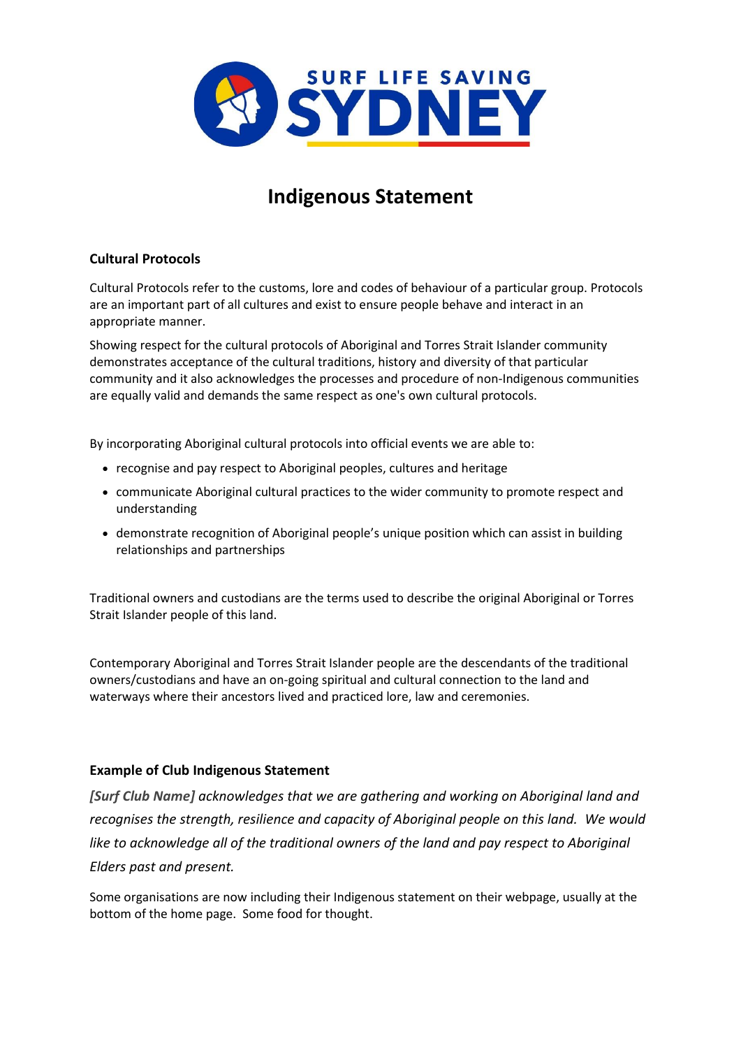# Indigenous Statement

## Cultural Protocols

Cultural Protocols refer to the customs, lore and codes of behaviour of a particular group. Protocols are an important part of all cultures and exist to ensure people behave and interact in an appropriate manner.

Showing respect for the cultural protocols of Aboriginal and Torres Strait Islander community demonstrates acceptance of the cultural traditions, history and diversity of that particular community and it also acknowledges the processes and procedure of non-Indigenous communities are equally valid and demands the same respect as one's own cultural protocols.

By incorporating Aboriginal cultural protocols into official events we are able to:

- recognise and pay respect to Aboriginal peoples, cultures and heritage
- communicate Aboriginal cultural practices to the wider community to promote respect and understanding
- demonstrate recognition of Aboriginal people's unique position which can assist in building relationships and partnerships

Traditional owners and custodians are the terms used to describe the original Aboriginal or Torres Strait Islander people of this land.

Contemporary Aboriginal and Torres Strait Islander people are the descendants of the traditional owners/custodians and have an on-going spiritual and cultural connection to the land and waterways where their ancestors lived and practiced lore, law and ceremonies.

## Example of Club Indigenous Statement

***[Surf Club Name]*** *acknowledges that we are gathering and working on Aboriginal land and recognises the strength, resilience and capacity of Aboriginal people on this land. We would like to acknowledge all of the traditional owners of the land and pay respect to Aboriginal Elders past and present.*

Some organisations are now including their Indigenous statement on their webpage, usually at the bottom of the home page. Some food for thought.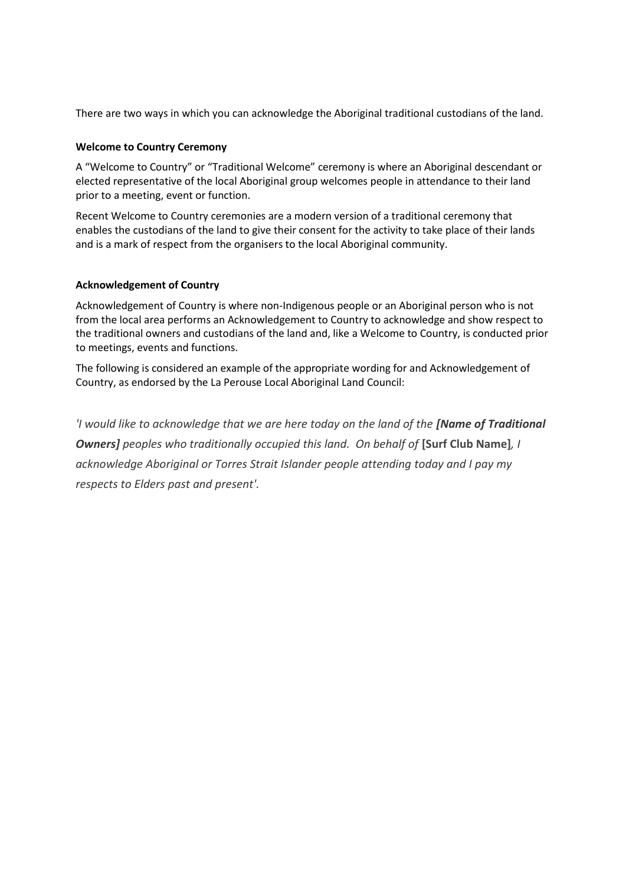There are two ways in which you can acknowledge the Aboriginal traditional custodians of the land.

**Welcome to Country Ceremony**

A “Welcome to Country” or “Traditional Welcome” ceremony is where an Aboriginal descendant or elected representative of the local Aboriginal group welcomes people in attendance to their land prior to a meeting, event or function.

Recent Welcome to Country ceremonies are a modern version of a traditional ceremony that enables the custodians of the land to give their consent for the activity to take place of their lands and is a mark of respect from the organisers to the local Aboriginal community.

**Acknowledgement of Country**

Acknowledgement of Country is where non-Indigenous people or an Aboriginal person who is not from the local area performs an Acknowledgement to Country to acknowledge and show respect to the traditional owners and custodians of the land and, like a Welcome to Country, is conducted prior to meetings, events and functions.

The following is considered an example of the appropriate wording for and Acknowledgement of Country, as endorsed by the La Perouse Local Aboriginal Land Council:

*'I would like to acknowledge that we are here today on the land of the **[Name of Traditional Owners]** peoples who traditionally occupied this land. On behalf of* **[Surf Club Name]***, I acknowledge Aboriginal or Torres Strait Islander people attending today and I pay my respects to Elders past and present'.*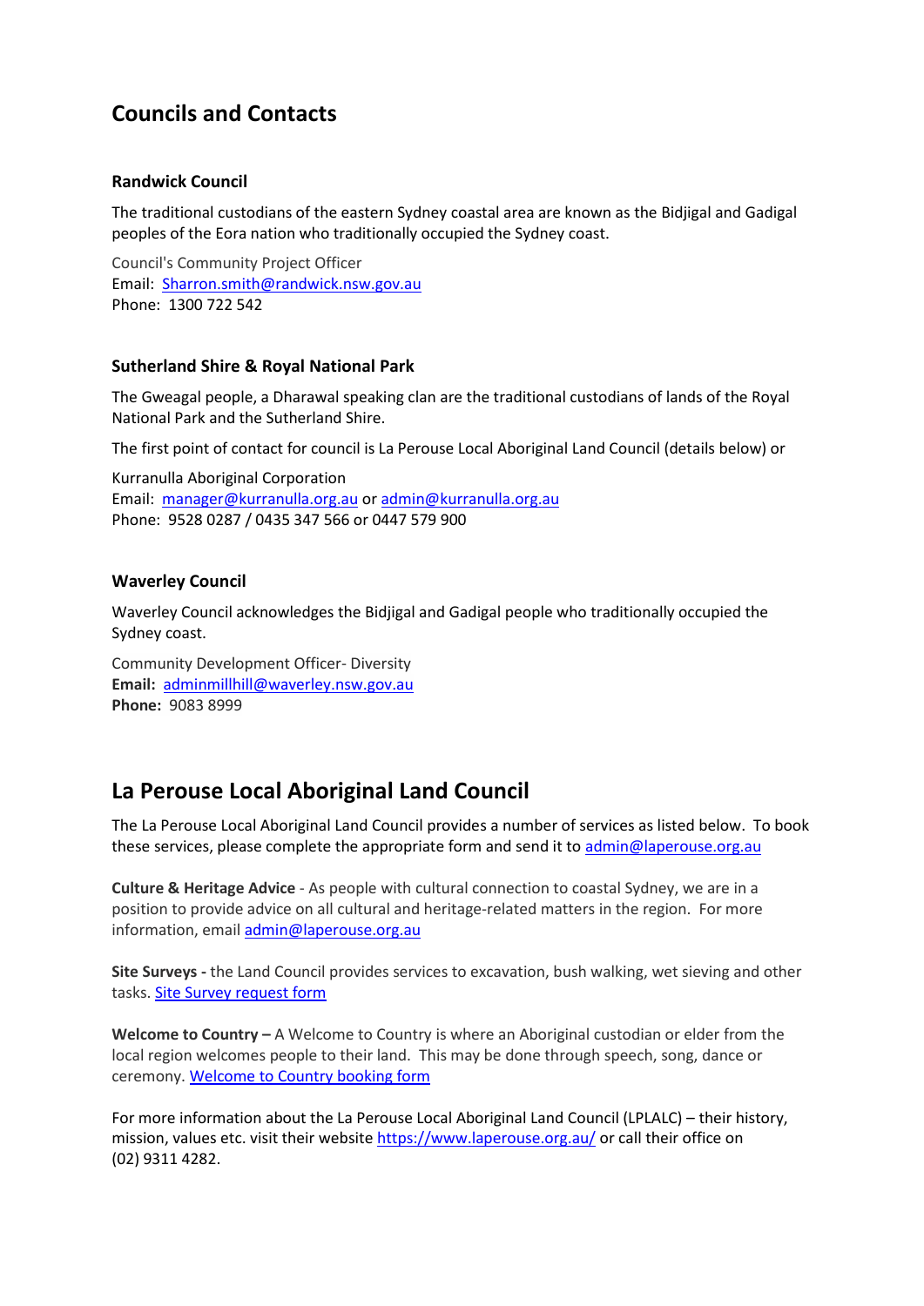## Councils and Contacts

### Randwick Council

The traditional custodians of the eastern Sydney coastal area are known as the Bidjigal and Gadigal peoples of the Eora nation who traditionally occupied the Sydney coast.

Council's Community Project Officer
Email: Sharron.smith@randwick.nsw.gov.au
Phone: 1300 722 542

### Sutherland Shire & Royal National Park

The Gweagal people, a Dharawal speaking clan are the traditional custodians of lands of the Royal National Park and the Sutherland Shire.

The first point of contact for council is La Perouse Local Aboriginal Land Council (details below) or

Kurranulla Aboriginal Corporation
Email: manager@kurranulla.org.au or admin@kurranulla.org.au
Phone: 9528 0287 / 0435 347 566 or 0447 579 900

### Waverley Council

Waverley Council acknowledges the Bidjigal and Gadigal people who traditionally occupied the Sydney coast.

Community Development Officer- Diversity
**Email:** adminmillhill@waverley.nsw.gov.au
**Phone:** 9083 8999

## La Perouse Local Aboriginal Land Council

The La Perouse Local Aboriginal Land Council provides a number of services as listed below. To book these services, please complete the appropriate form and send it to admin@laperouse.org.au

**Culture & Heritage Advice** - As people with cultural connection to coastal Sydney, we are in a position to provide advice on all cultural and heritage-related matters in the region. For more information, email admin@laperouse.org.au

**Site Surveys -** the Land Council provides services to excavation, bush walking, wet sieving and other tasks. Site Survey request form

**Welcome to Country –** A Welcome to Country is where an Aboriginal custodian or elder from the local region welcomes people to their land. This may be done through speech, song, dance or ceremony. Welcome to Country booking form

For more information about the La Perouse Local Aboriginal Land Council (LPLALC) – their history, mission, values etc. visit their website https://www.laperouse.org.au/ or call their office on (02) 9311 4282.